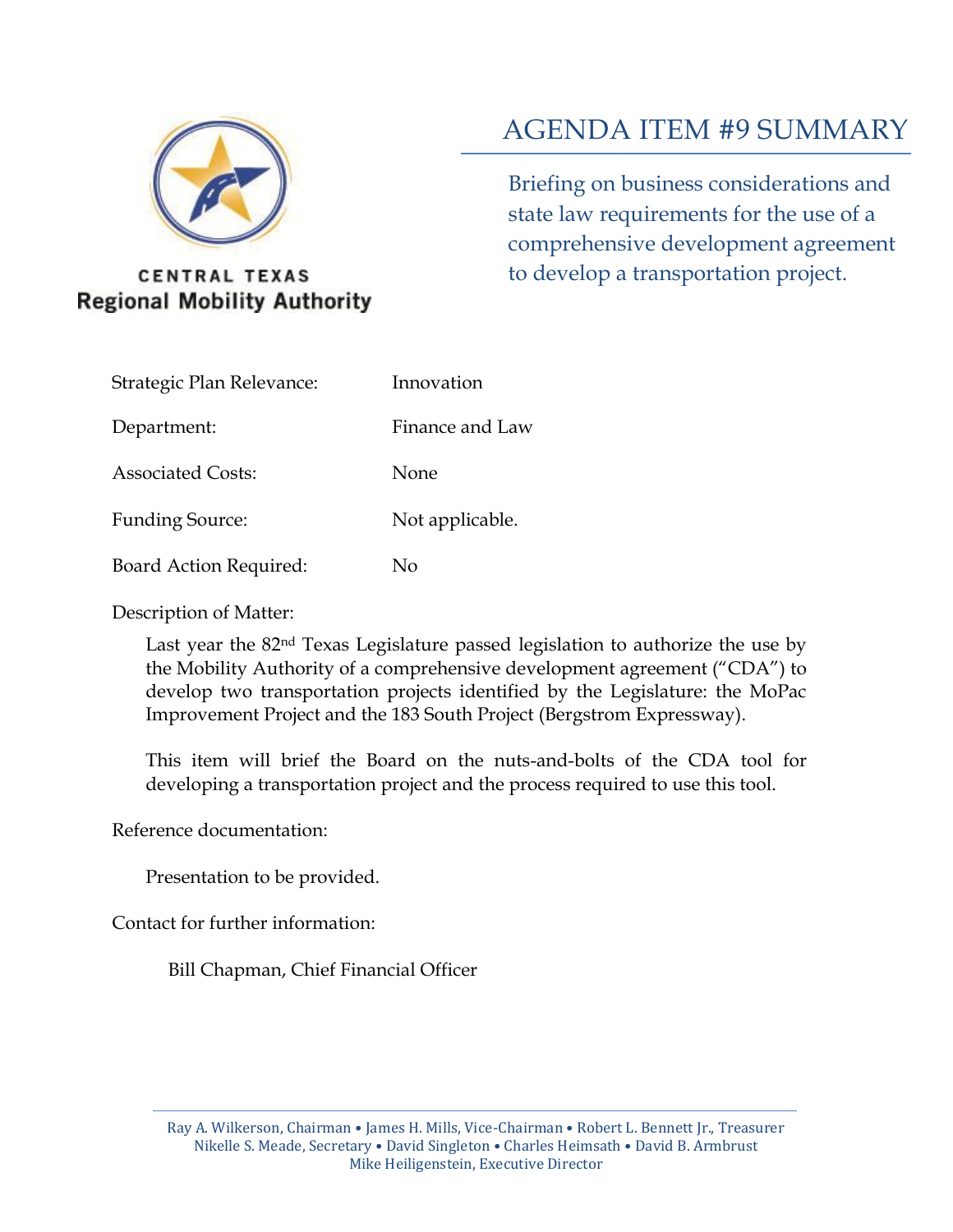CENTRAL TEXAS
Regional Mobility Authority

# AGENDA ITEM #9 SUMMARY

Briefing on business considerations and state law requirements for the use of a comprehensive development agreement to develop a transportation project.

| | |
|---|---|
| Strategic Plan Relevance: | Innovation |
| Department: | Finance and Law |
| Associated Costs: | None |
| Funding Source: | Not applicable. |
| Board Action Required: | No |

Description of Matter:

Last year the 82nd Texas Legislature passed legislation to authorize the use by the Mobility Authority of a comprehensive development agreement ("CDA") to develop two transportation projects identified by the Legislature: the MoPac Improvement Project and the 183 South Project (Bergstrom Expressway).

This item will brief the Board on the nuts-and-bolts of the CDA tool for developing a transportation project and the process required to use this tool.

Reference documentation:

Presentation to be provided.

Contact for further information:

Bill Chapman, Chief Financial Officer

Ray A. Wilkerson, Chairman • James H. Mills, Vice-Chairman • Robert L. Bennett Jr., Treasurer
Nikelle S. Meade, Secretary • David Singleton • Charles Heimsath • David B. Armbrust
Mike Heiligenstein, Executive Director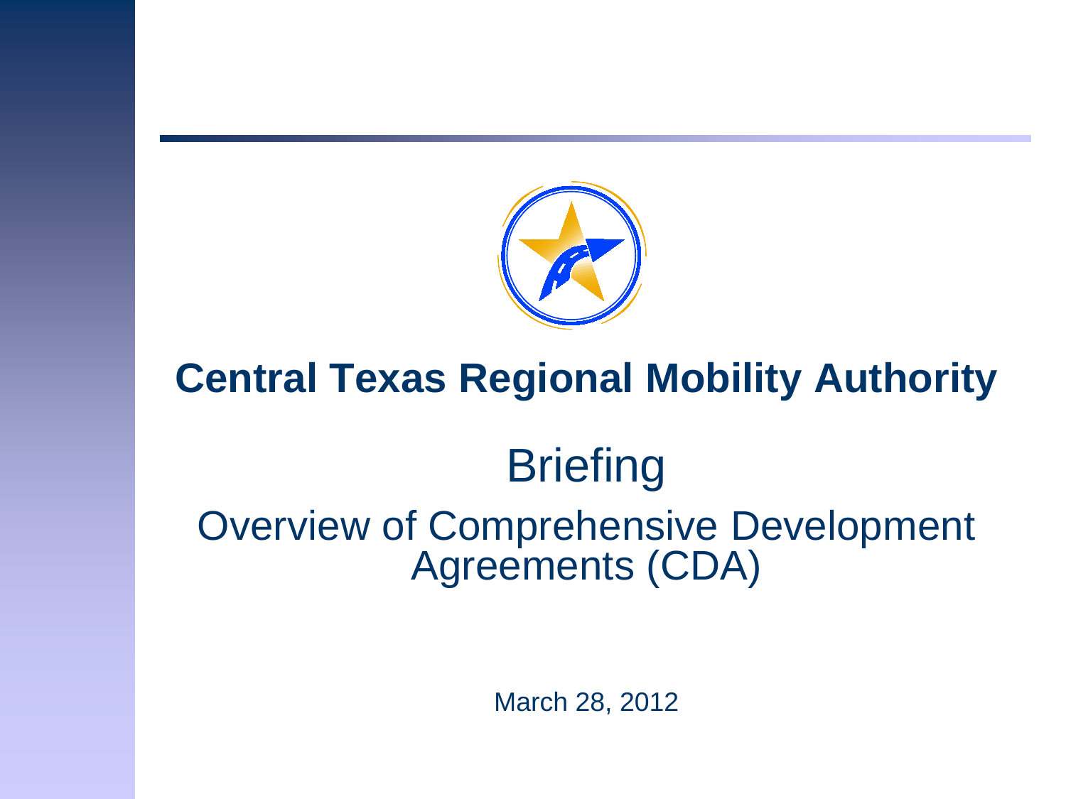# Central Texas Regional Mobility Authority

## Briefing

### Overview of Comprehensive Development Agreements (CDA)

March 28, 2012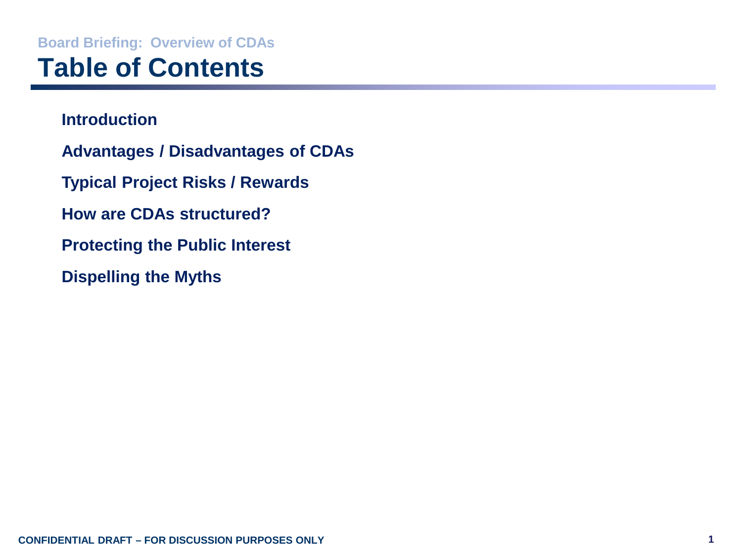Board Briefing: Overview of CDAs

# Table of Contents

**Introduction**

**Advantages / Disadvantages of CDAs**

**Typical Project Risks / Rewards**

**How are CDAs structured?**

**Protecting the Public Interest**

**Dispelling the Myths**

**CONFIDENTIAL DRAFT – FOR DISCUSSION PURPOSES ONLY**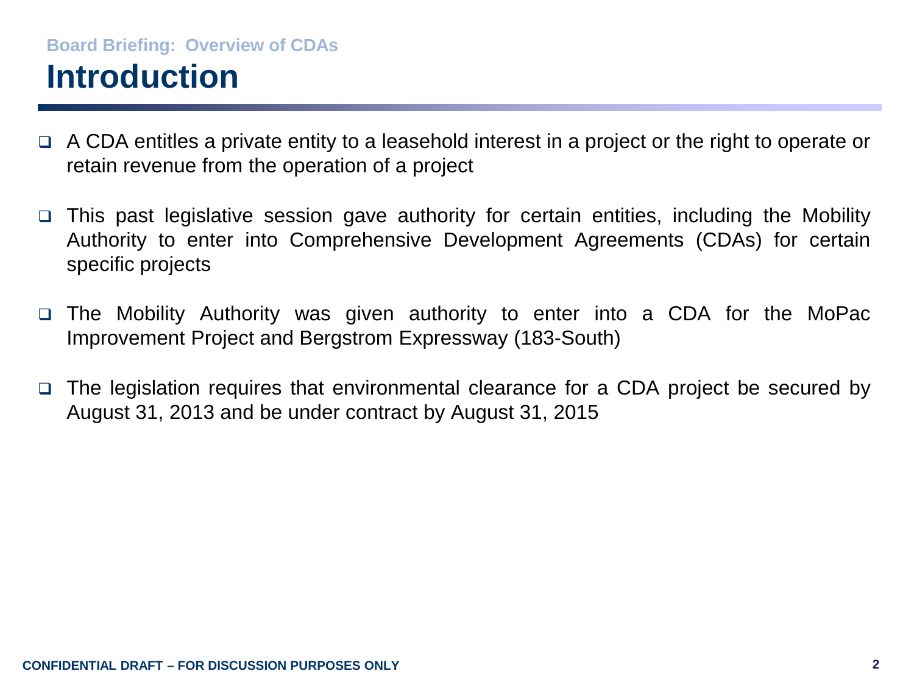Board Briefing: Overview of CDAs

# Introduction

- A CDA entitles a private entity to a leasehold interest in a project or the right to operate or retain revenue from the operation of a project
- This past legislative session gave authority for certain entities, including the Mobility Authority to enter into Comprehensive Development Agreements (CDAs) for certain specific projects
- The Mobility Authority was given authority to enter into a CDA for the MoPac Improvement Project and Bergstrom Expressway (183-South)
- The legislation requires that environmental clearance for a CDA project be secured by August 31, 2013 and be under contract by August 31, 2015

CONFIDENTIAL DRAFT – FOR DISCUSSION PURPOSES ONLY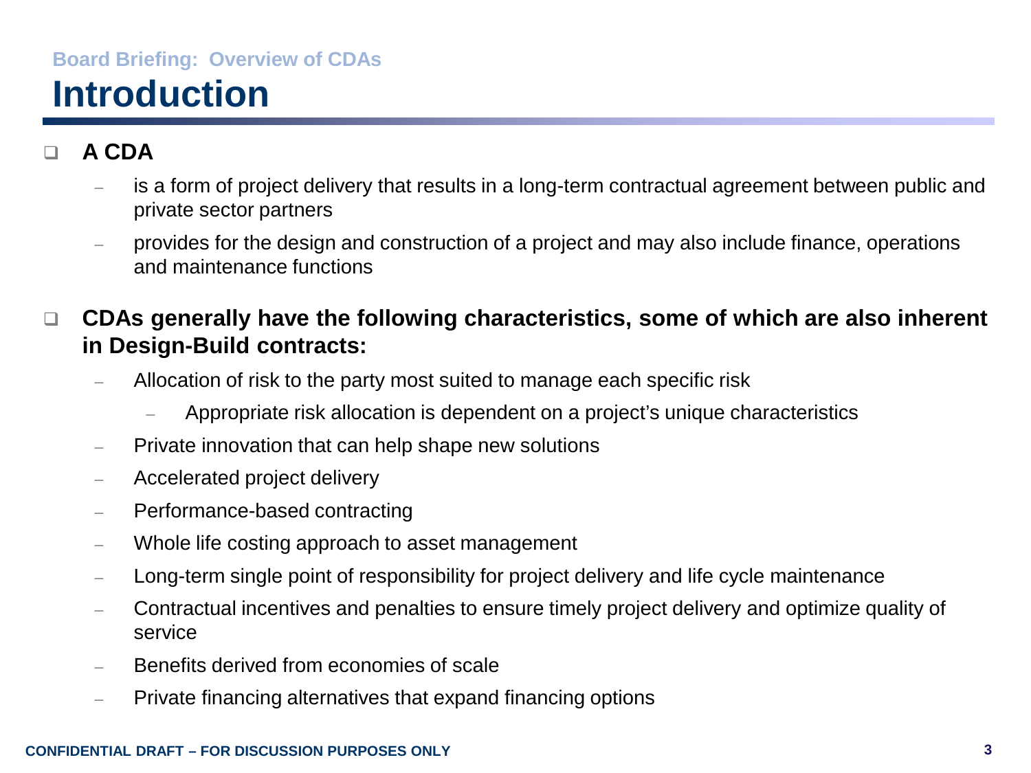Board Briefing: Overview of CDAs

# Introduction

- **A CDA**
  - is a form of project delivery that results in a long-term contractual agreement between public and private sector partners
  - provides for the design and construction of a project and may also include finance, operations and maintenance functions

- **CDAs generally have the following characteristics, some of which are also inherent in Design-Build contracts:**
  - Allocation of risk to the party most suited to manage each specific risk
    - Appropriate risk allocation is dependent on a project's unique characteristics
  - Private innovation that can help shape new solutions
  - Accelerated project delivery
  - Performance-based contracting
  - Whole life costing approach to asset management
  - Long-term single point of responsibility for project delivery and life cycle maintenance
  - Contractual incentives and penalties to ensure timely project delivery and optimize quality of service
  - Benefits derived from economies of scale
  - Private financing alternatives that expand financing options

CONFIDENTIAL DRAFT – FOR DISCUSSION PURPOSES ONLY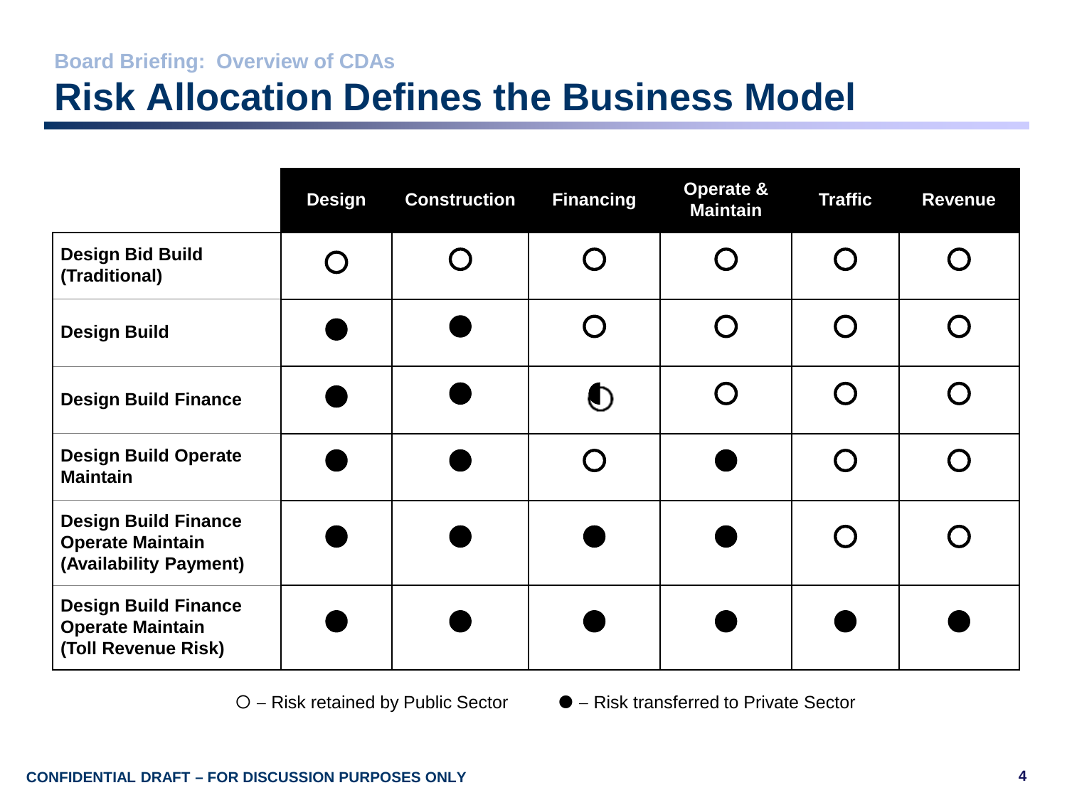## Board Briefing: Overview of CDAs

# Risk Allocation Defines the Business Model

| | Design | Construction | Financing | Operate & Maintain | Traffic | Revenue |
|---|---|---|---|---|---|---|
| **Design Bid Build (Traditional)** | ○ | ○ | ○ | ○ | ○ | ○ |
| **Design Build** | ● | ● | ○ | ○ | ○ | ○ |
| **Design Build Finance** | ● | ● | ◐ | ○ | ○ | ○ |
| **Design Build Operate Maintain** | ● | ● | ○ | ● | ○ | ○ |
| **Design Build Finance Operate Maintain (Availability Payment)** | ● | ● | ● | ● | ○ | ○ |
| **Design Build Finance Operate Maintain (Toll Revenue Risk)** | ● | ● | ● | ● | ● | ● |

○ – Risk retained by Public Sector ● – Risk transferred to Private Sector

**CONFIDENTIAL DRAFT – FOR DISCUSSION PURPOSES ONLY**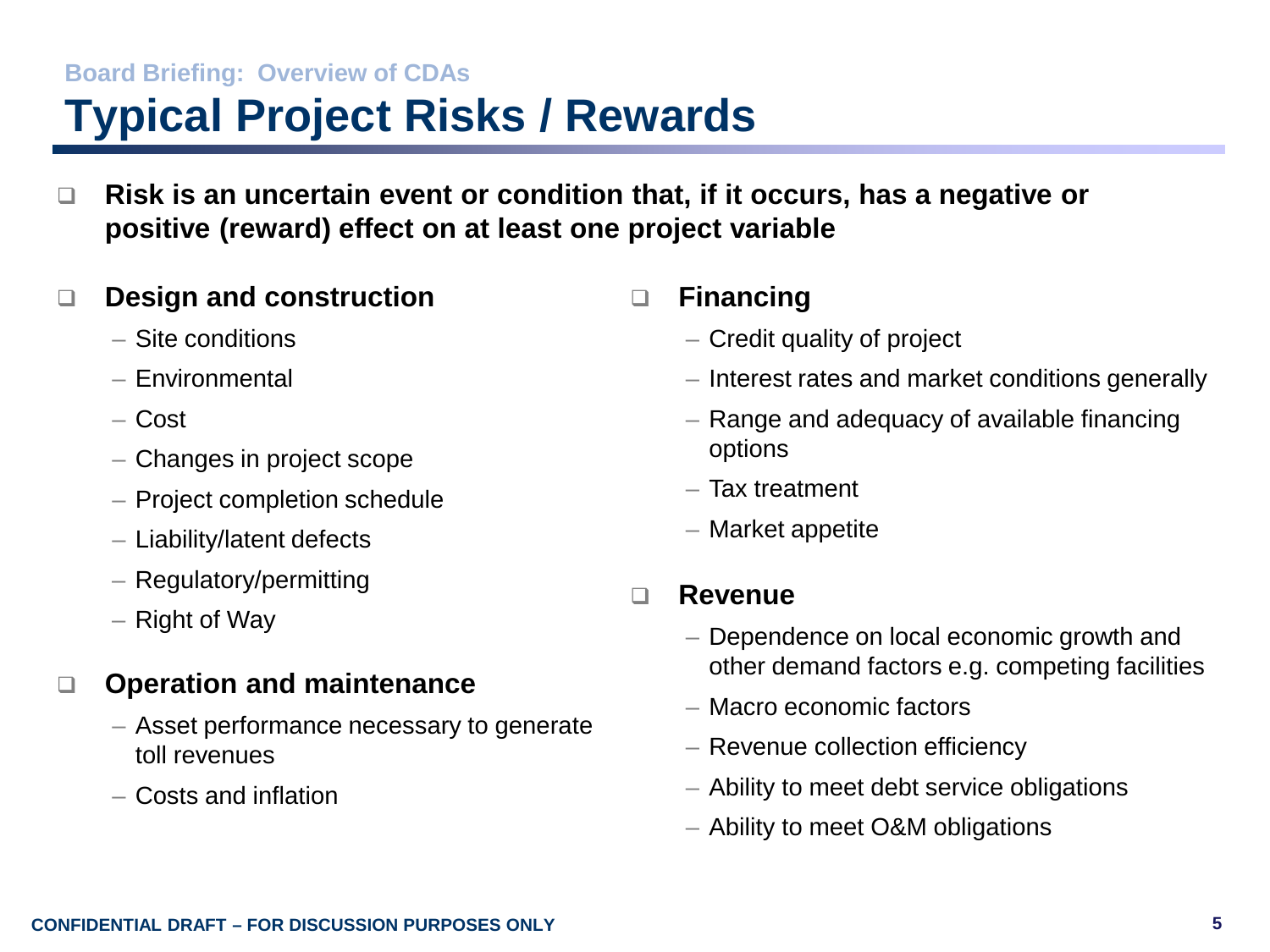Board Briefing: Overview of CDAs

# Typical Project Risks / Rewards

- **Risk is an uncertain event or condition that, if it occurs, has a negative or positive (reward) effect on at least one project variable**

- **Design and construction**
  - Site conditions
  - Environmental
  - Cost
  - Changes in project scope
  - Project completion schedule
  - Liability/latent defects
  - Regulatory/permitting
  - Right of Way

- **Operation and maintenance**
  - Asset performance necessary to generate toll revenues
  - Costs and inflation

- **Financing**
  - Credit quality of project
  - Interest rates and market conditions generally
  - Range and adequacy of available financing options
  - Tax treatment
  - Market appetite

- **Revenue**
  - Dependence on local economic growth and other demand factors e.g. competing facilities
  - Macro economic factors
  - Revenue collection efficiency
  - Ability to meet debt service obligations
  - Ability to meet O&M obligations

CONFIDENTIAL DRAFT – FOR DISCUSSION PURPOSES ONLY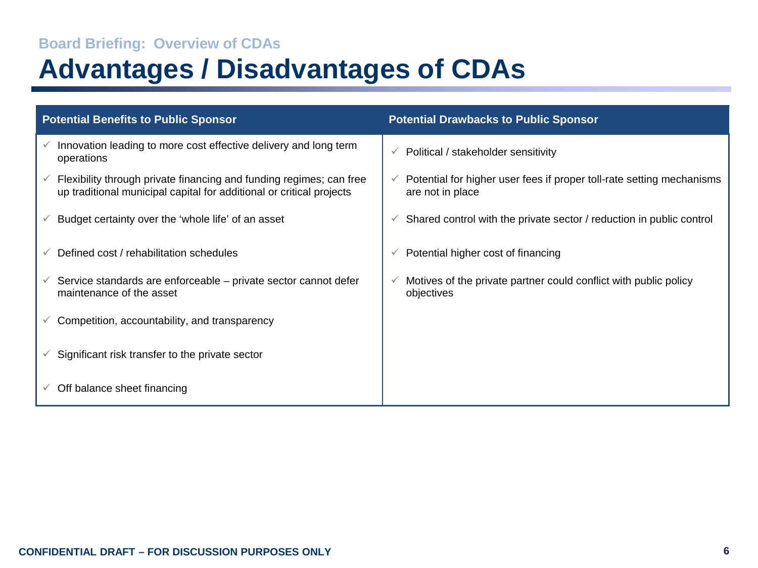Board Briefing: Overview of CDAs

# Advantages / Disadvantages of CDAs

| Potential Benefits to Public Sponsor | Potential Drawbacks to Public Sponsor |
| --- | --- |
| ✓ Innovation leading to more cost effective delivery and long term operations | ✓ Political / stakeholder sensitivity |
| ✓ Flexibility through private financing and funding regimes; can free up traditional municipal capital for additional or critical projects | ✓ Potential for higher user fees if proper toll-rate setting mechanisms are not in place |
| ✓ Budget certainty over the 'whole life' of an asset | ✓ Shared control with the private sector / reduction in public control |
| ✓ Defined cost / rehabilitation schedules | ✓ Potential higher cost of financing |
| ✓ Service standards are enforceable – private sector cannot defer maintenance of the asset | ✓ Motives of the private partner could conflict with public policy objectives |
| ✓ Competition, accountability, and transparency | |
| ✓ Significant risk transfer to the private sector | |
| ✓ Off balance sheet financing | |

CONFIDENTIAL DRAFT – FOR DISCUSSION PURPOSES ONLY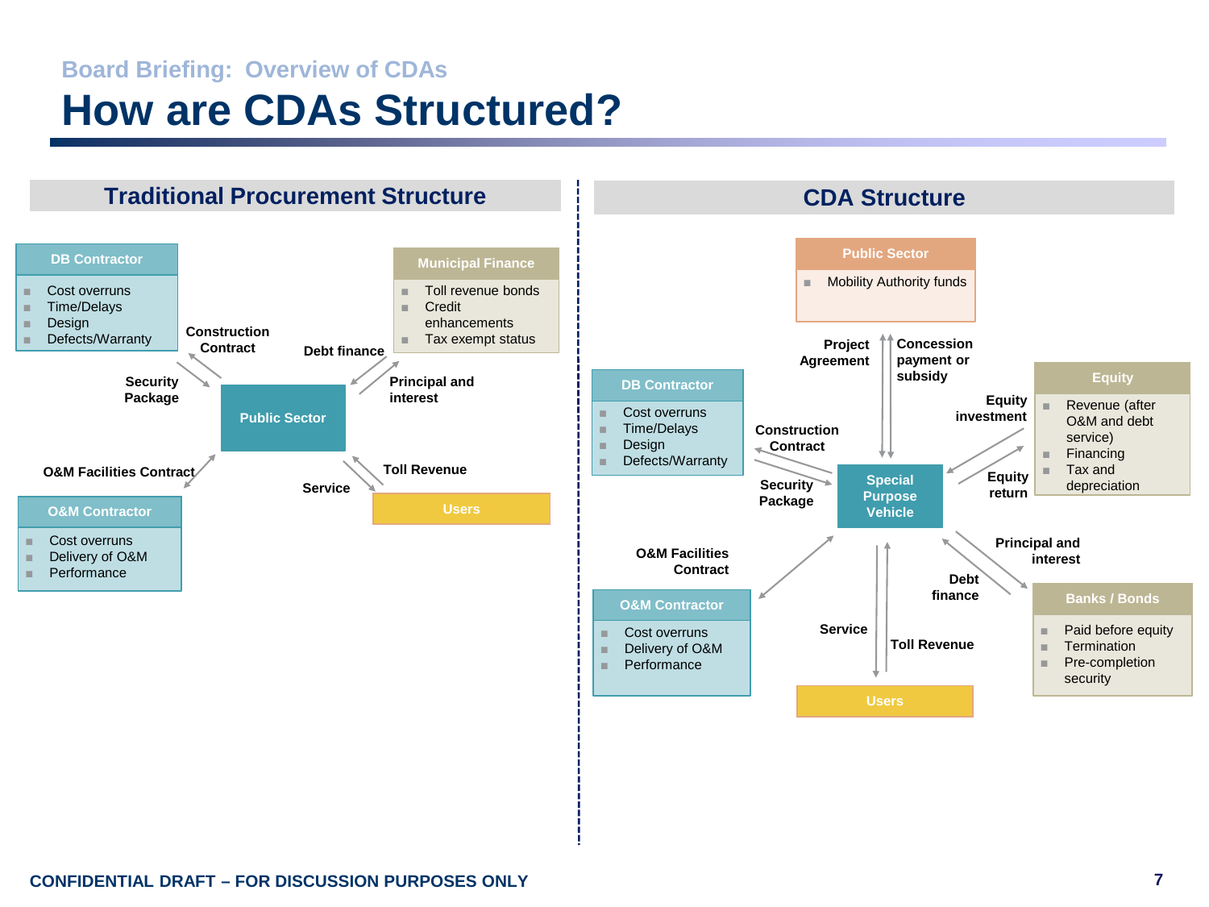Board Briefing: Overview of CDAs

# How are CDAs Structured?

## Traditional Procurement Structure

**Public Sector**

**DB Contractor**
- Cost overruns
- Time/Delays
- Design
- Defects/Warranty

**Municipal Finance**
- Toll revenue bonds
- Credit enhancements
- Tax exempt status

**O&M Contractor**
- Cost overruns
- Delivery of O&M
- Performance

**Users**

Relationships:
- Construction Contract
- Security Package
- Debt finance
- Principal and interest
- O&M Facilities Contract
- Service
- Toll Revenue

## CDA Structure

**Special Purpose Vehicle**

**Public Sector**
- Mobility Authority funds

**DB Contractor**
- Cost overruns
- Time/Delays
- Design
- Defects/Warranty

**Equity**
- Revenue (after O&M and debt service)
- Financing
- Tax and depreciation

**O&M Contractor**
- Cost overruns
- Delivery of O&M
- Performance

**Banks / Bonds**
- Paid before equity
- Termination
- Pre-completion security

**Users**

Relationships:
- Project Agreement
- Concession payment or subsidy
- Construction Contract
- Security Package
- Equity investment
- Equity return
- O&M Facilities Contract
- Principal and interest
- Debt finance
- Service
- Toll Revenue

CONFIDENTIAL DRAFT – FOR DISCUSSION PURPOSES ONLY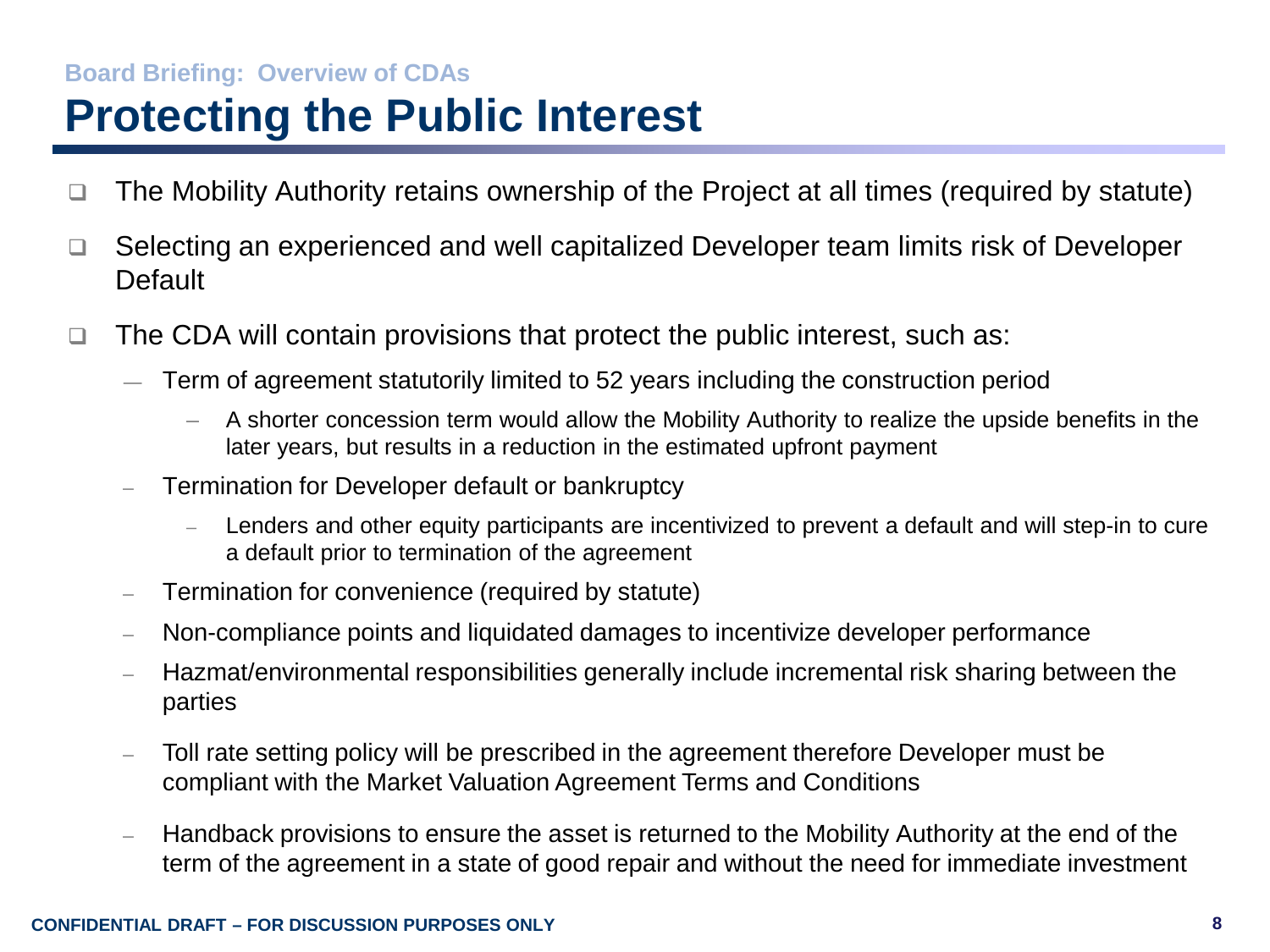Board Briefing: Overview of CDAs

# Protecting the Public Interest

- The Mobility Authority retains ownership of the Project at all times (required by statute)
- Selecting an experienced and well capitalized Developer team limits risk of Developer Default
- The CDA will contain provisions that protect the public interest, such as:
  - Term of agreement statutorily limited to 52 years including the construction period
    - A shorter concession term would allow the Mobility Authority to realize the upside benefits in the later years, but results in a reduction in the estimated upfront payment
  - Termination for Developer default or bankruptcy
    - Lenders and other equity participants are incentivized to prevent a default and will step-in to cure a default prior to termination of the agreement
  - Termination for convenience (required by statute)
  - Non-compliance points and liquidated damages to incentivize developer performance
  - Hazmat/environmental responsibilities generally include incremental risk sharing between the parties
  - Toll rate setting policy will be prescribed in the agreement therefore Developer must be compliant with the Market Valuation Agreement Terms and Conditions
  - Handback provisions to ensure the asset is returned to the Mobility Authority at the end of the term of the agreement in a state of good repair and without the need for immediate investment

CONFIDENTIAL DRAFT – FOR DISCUSSION PURPOSES ONLY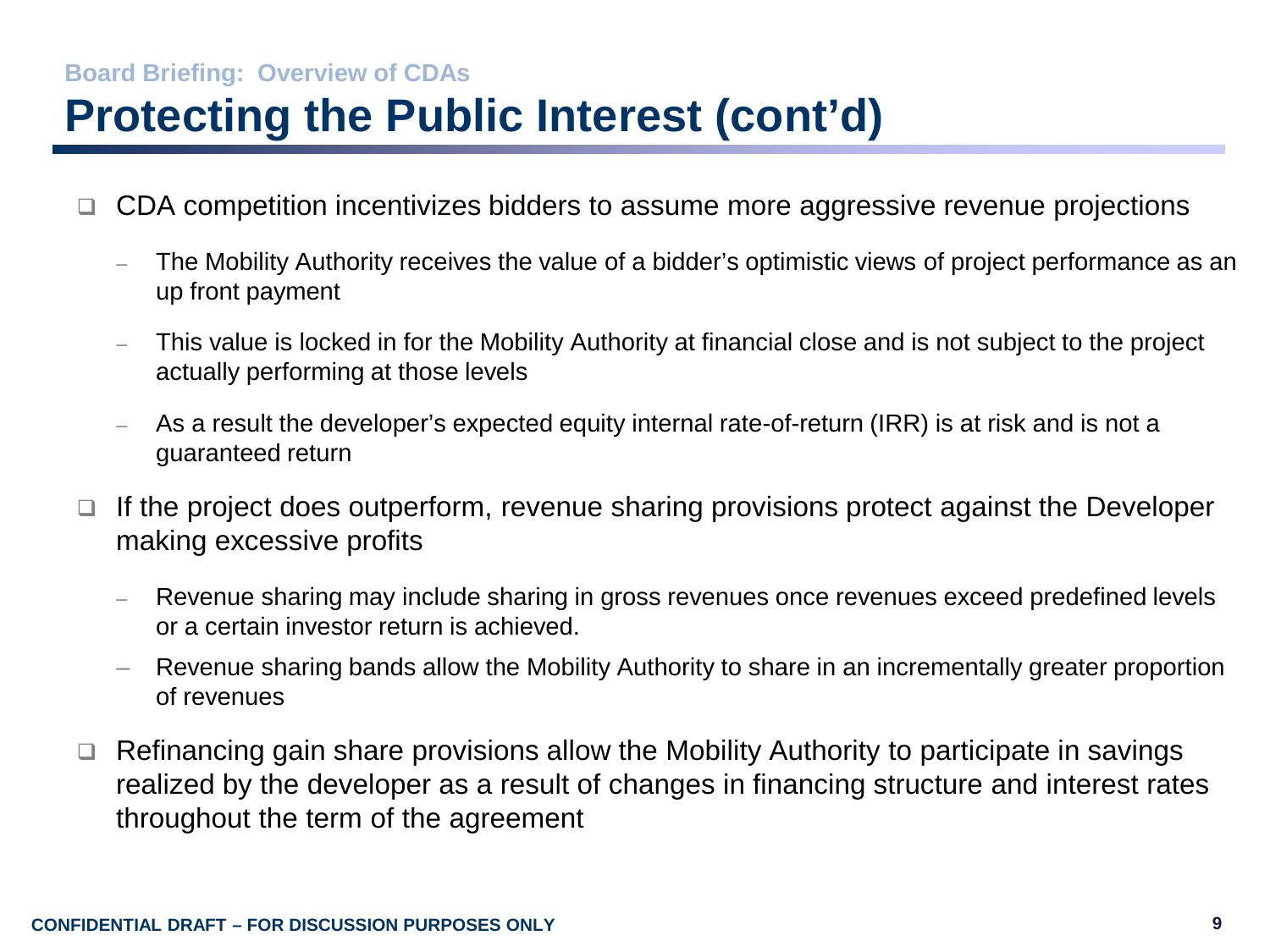Board Briefing: Overview of CDAs

# Protecting the Public Interest (cont'd)

- CDA competition incentivizes bidders to assume more aggressive revenue projections
  - The Mobility Authority receives the value of a bidder's optimistic views of project performance as an up front payment
  - This value is locked in for the Mobility Authority at financial close and is not subject to the project actually performing at those levels
  - As a result the developer's expected equity internal rate-of-return (IRR) is at risk and is not a guaranteed return
- If the project does outperform, revenue sharing provisions protect against the Developer making excessive profits
  - Revenue sharing may include sharing in gross revenues once revenues exceed predefined levels or a certain investor return is achieved.
  - Revenue sharing bands allow the Mobility Authority to share in an incrementally greater proportion of revenues
- Refinancing gain share provisions allow the Mobility Authority to participate in savings realized by the developer as a result of changes in financing structure and interest rates throughout the term of the agreement

CONFIDENTIAL DRAFT – FOR DISCUSSION PURPOSES ONLY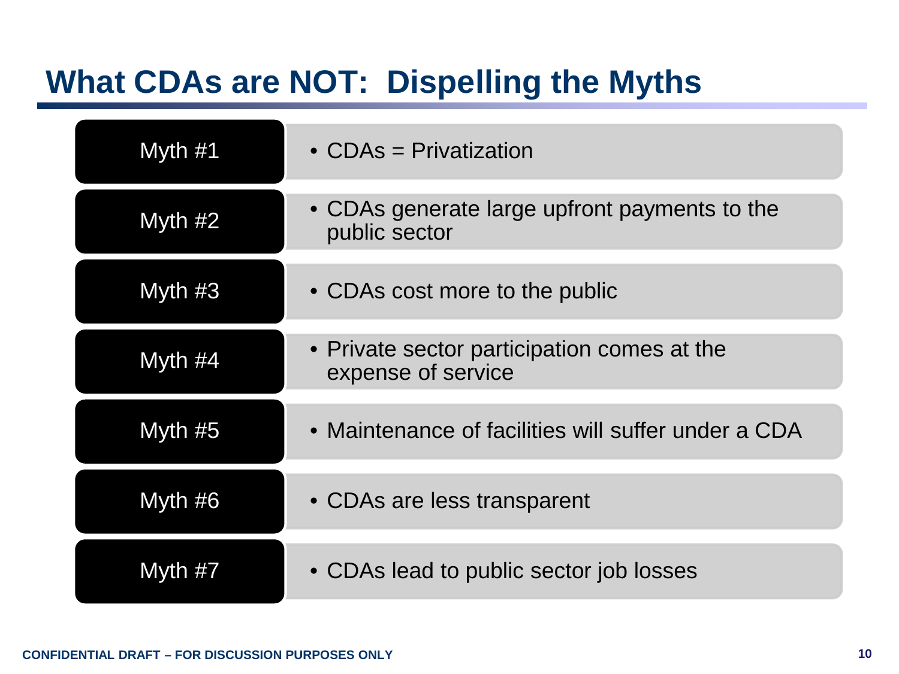# What CDAs are NOT: Dispelling the Myths

| | |
|---|---|
| Myth #1 | • CDAs = Privatization |
| Myth #2 | • CDAs generate large upfront payments to the public sector |
| Myth #3 | • CDAs cost more to the public |
| Myth #4 | • Private sector participation comes at the expense of service |
| Myth #5 | • Maintenance of facilities will suffer under a CDA |
| Myth #6 | • CDAs are less transparent |
| Myth #7 | • CDAs lead to public sector job losses |

CONFIDENTIAL DRAFT – FOR DISCUSSION PURPOSES ONLY